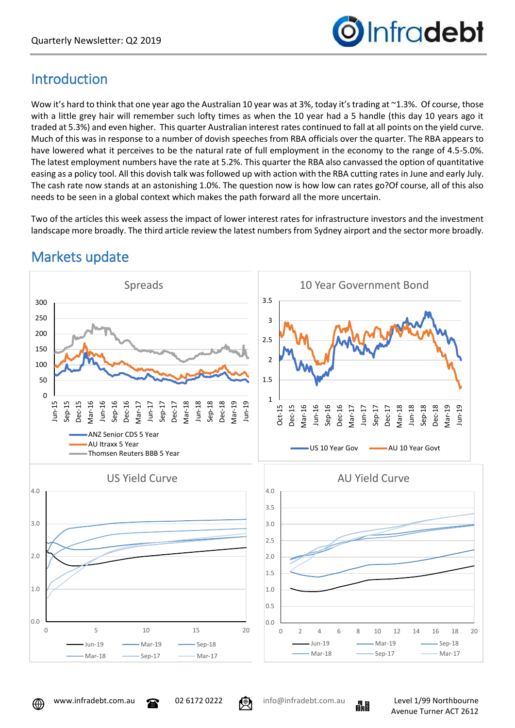Quarterly Newsletter: Q2 2019

## Introduction

Wow it's hard to think that one year ago the Australian 10 year was at 3%, today it's trading at ~1.3%. Of course, those with a little grey hair will remember such lofty times as when the 10 year had a 5 handle (this day 10 years ago it traded at 5.3%) and even higher. This quarter Australian interest rates continued to fall at all points on the yield curve. Much of this was in response to a number of dovish speeches from RBA officials over the quarter. The RBA appears to have lowered what it perceives to be the natural rate of full employment in the economy to the range of 4.5-5.0%. The latest employment numbers have the rate at 5.2%. This quarter the RBA also canvassed the option of quantitative easing as a policy tool. All this dovish talk was followed up with action with the RBA cutting rates in June and early July. The cash rate now stands at an astonishing 1.0%. The question now is how low can rates go?Of course, all of this also needs to be seen in a global context which makes the path forward all the more uncertain.

Two of the articles this week assess the impact of lower interest rates for infrastructure investors and the investment landscape more broadly. The third article review the latest numbers from Sydney airport and the sector more broadly.

## Markets update

**Spreads**

Legend: ANZ Senior CDS 5 Year; AU Itraxx 5 Year; Thomsen Reuters BBB 5 Year

**10 Year Government Bond**

Legend: US 10 Year Gov; AU 10 Year Govt

**US Yield Curve**

Legend: Jun-19; Mar-19; Sep-18; Mar-18; Sep-17; Mar-17

**AU Yield Curve**

Legend: Jun-19; Mar-19; Sep-18; Mar-18; Sep-17; Mar-17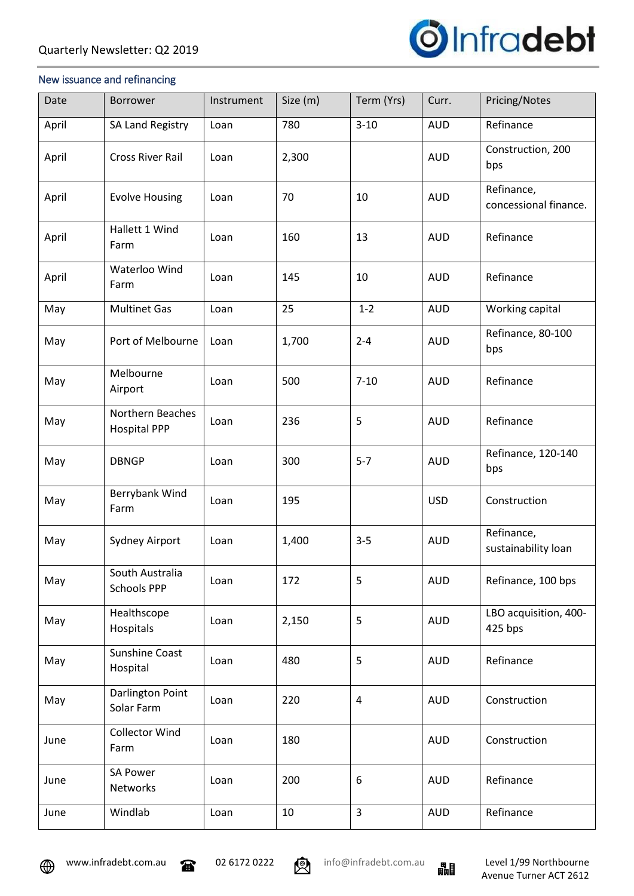## New issuance and refinancing

| Date | Borrower | Instrument | Size (m) | Term (Yrs) | Curr. | Pricing/Notes |
|---|---|---|---|---|---|---|
| April | SA Land Registry | Loan | 780 | 3-10 | AUD | Refinance |
| April | Cross River Rail | Loan | 2,300 | | AUD | Construction, 200 bps |
| April | Evolve Housing | Loan | 70 | 10 | AUD | Refinance, concessional finance. |
| April | Hallett 1 Wind Farm | Loan | 160 | 13 | AUD | Refinance |
| April | Waterloo Wind Farm | Loan | 145 | 10 | AUD | Refinance |
| May | Multinet Gas | Loan | 25 | 1-2 | AUD | Working capital |
| May | Port of Melbourne | Loan | 1,700 | 2-4 | AUD | Refinance, 80-100 bps |
| May | Melbourne Airport | Loan | 500 | 7-10 | AUD | Refinance |
| May | Northern Beaches Hospital PPP | Loan | 236 | 5 | AUD | Refinance |
| May | DBNGP | Loan | 300 | 5-7 | AUD | Refinance, 120-140 bps |
| May | Berrybank Wind Farm | Loan | 195 | | USD | Construction |
| May | Sydney Airport | Loan | 1,400 | 3-5 | AUD | Refinance, sustainability loan |
| May | South Australia Schools PPP | Loan | 172 | 5 | AUD | Refinance, 100 bps |
| May | Healthscope Hospitals | Loan | 2,150 | 5 | AUD | LBO acquisition, 400-425 bps |
| May | Sunshine Coast Hospital | Loan | 480 | 5 | AUD | Refinance |
| May | Darlington Point Solar Farm | Loan | 220 | 4 | AUD | Construction |
| June | Collector Wind Farm | Loan | 180 | | AUD | Construction |
| June | SA Power Networks | Loan | 200 | 6 | AUD | Refinance |
| June | Windlab | Loan | 10 | 3 | AUD | Refinance |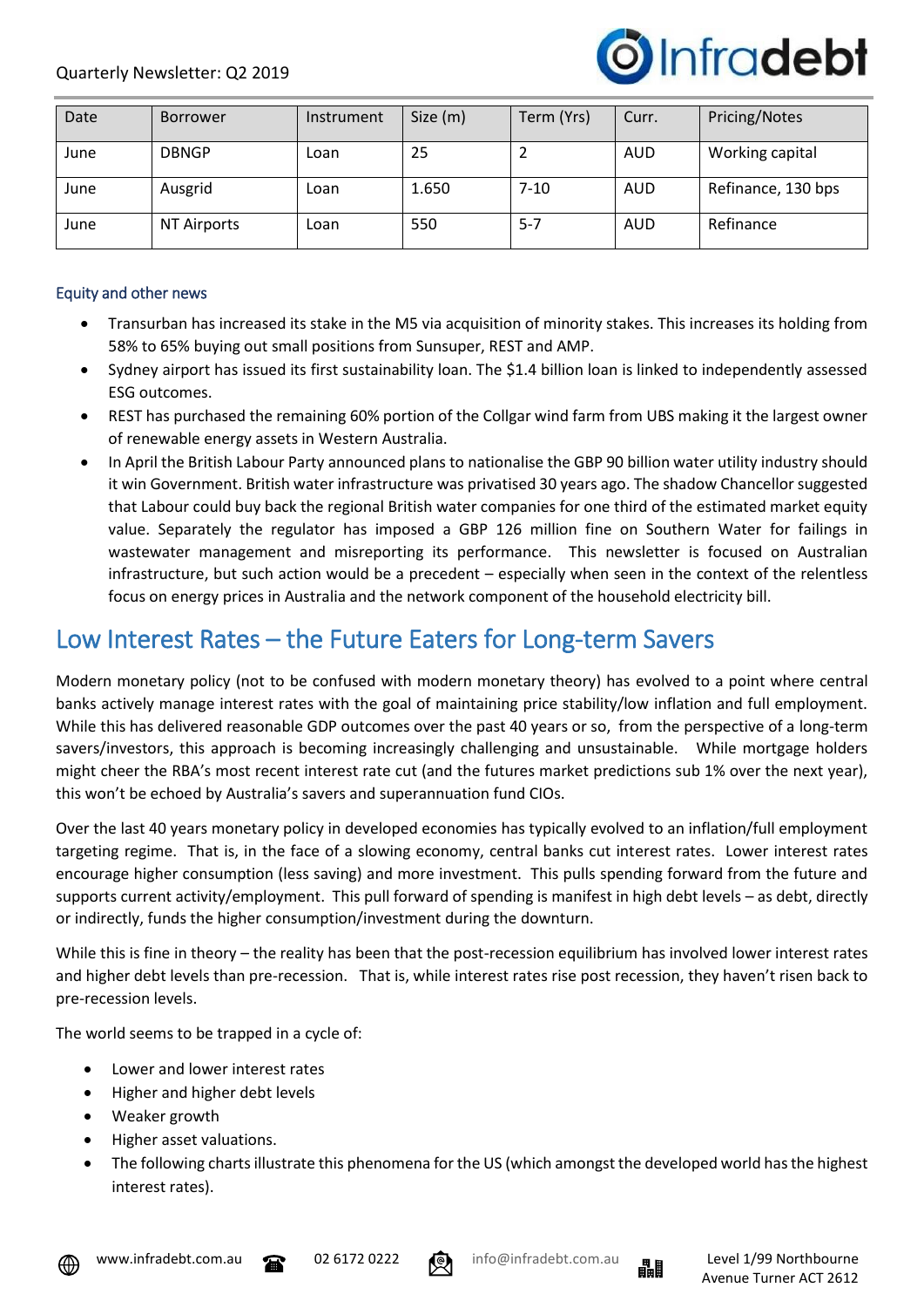| Date | Borrower | Instrument | Size (m) | Term (Yrs) | Curr. | Pricing/Notes |
|---|---|---|---|---|---|---|
| June | DBNGP | Loan | 25 | 2 | AUD | Working capital |
| June | Ausgrid | Loan | 1.650 | 7-10 | AUD | Refinance, 130 bps |
| June | NT Airports | Loan | 550 | 5-7 | AUD | Refinance |

### Equity and other news

- Transurban has increased its stake in the M5 via acquisition of minority stakes. This increases its holding from 58% to 65% buying out small positions from Sunsuper, REST and AMP.
- Sydney airport has issued its first sustainability loan. The $1.4 billion loan is linked to independently assessed ESG outcomes.
- REST has purchased the remaining 60% portion of the Collgar wind farm from UBS making it the largest owner of renewable energy assets in Western Australia.
- In April the British Labour Party announced plans to nationalise the GBP 90 billion water utility industry should it win Government. British water infrastructure was privatised 30 years ago. The shadow Chancellor suggested that Labour could buy back the regional British water companies for one third of the estimated market equity value. Separately the regulator has imposed a GBP 126 million fine on Southern Water for failings in wastewater management and misreporting its performance. This newsletter is focused on Australian infrastructure, but such action would be a precedent – especially when seen in the context of the relentless focus on energy prices in Australia and the network component of the household electricity bill.

## Low Interest Rates – the Future Eaters for Long-term Savers

Modern monetary policy (not to be confused with modern monetary theory) has evolved to a point where central banks actively manage interest rates with the goal of maintaining price stability/low inflation and full employment. While this has delivered reasonable GDP outcomes over the past 40 years or so, from the perspective of a long-term savers/investors, this approach is becoming increasingly challenging and unsustainable. While mortgage holders might cheer the RBA's most recent interest rate cut (and the futures market predictions sub 1% over the next year), this won't be echoed by Australia's savers and superannuation fund CIOs.

Over the last 40 years monetary policy in developed economies has typically evolved to an inflation/full employment targeting regime. That is, in the face of a slowing economy, central banks cut interest rates. Lower interest rates encourage higher consumption (less saving) and more investment. This pulls spending forward from the future and supports current activity/employment. This pull forward of spending is manifest in high debt levels – as debt, directly or indirectly, funds the higher consumption/investment during the downturn.

While this is fine in theory – the reality has been that the post-recession equilibrium has involved lower interest rates and higher debt levels than pre-recession. That is, while interest rates rise post recession, they haven't risen back to pre-recession levels.

The world seems to be trapped in a cycle of:

- Lower and lower interest rates
- Higher and higher debt levels
- Weaker growth
- Higher asset valuations.
- The following charts illustrate this phenomena for the US (which amongst the developed world has the highest interest rates).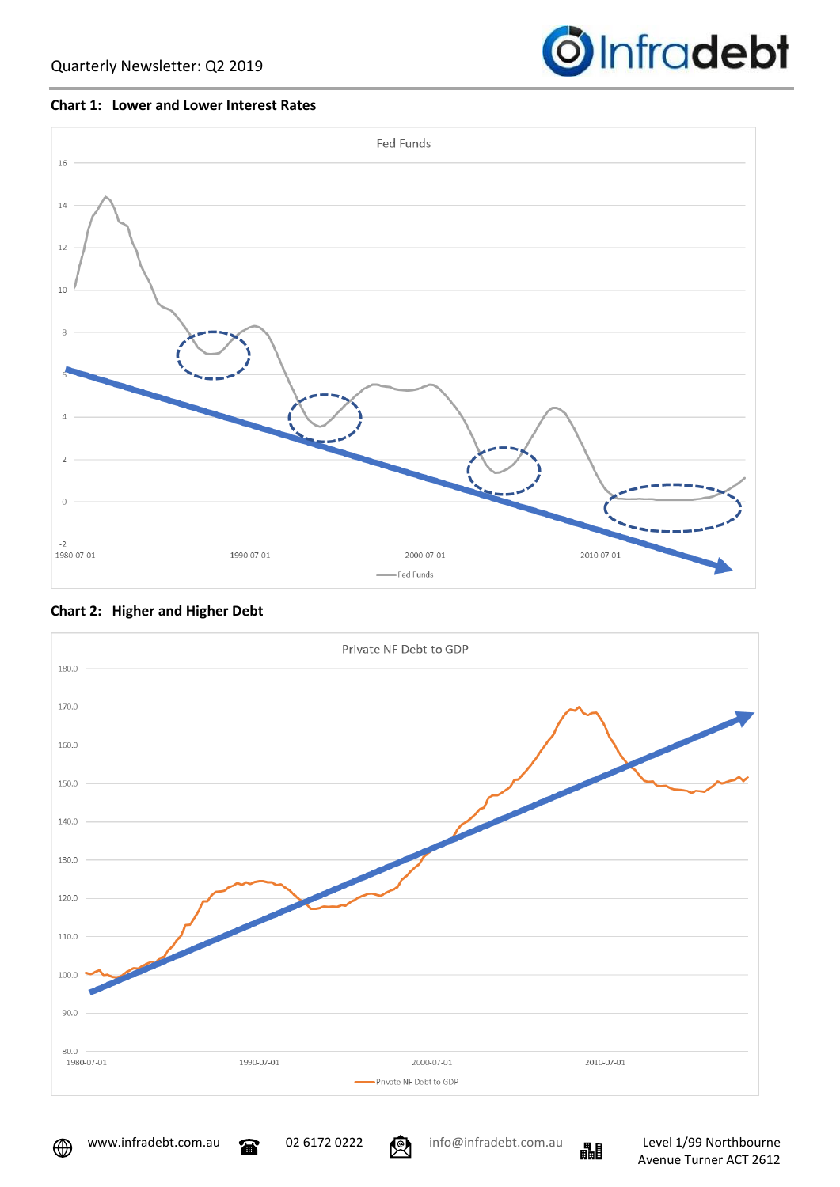**Chart 1: Lower and Lower Interest Rates**

**Chart 2: Higher and Higher Debt**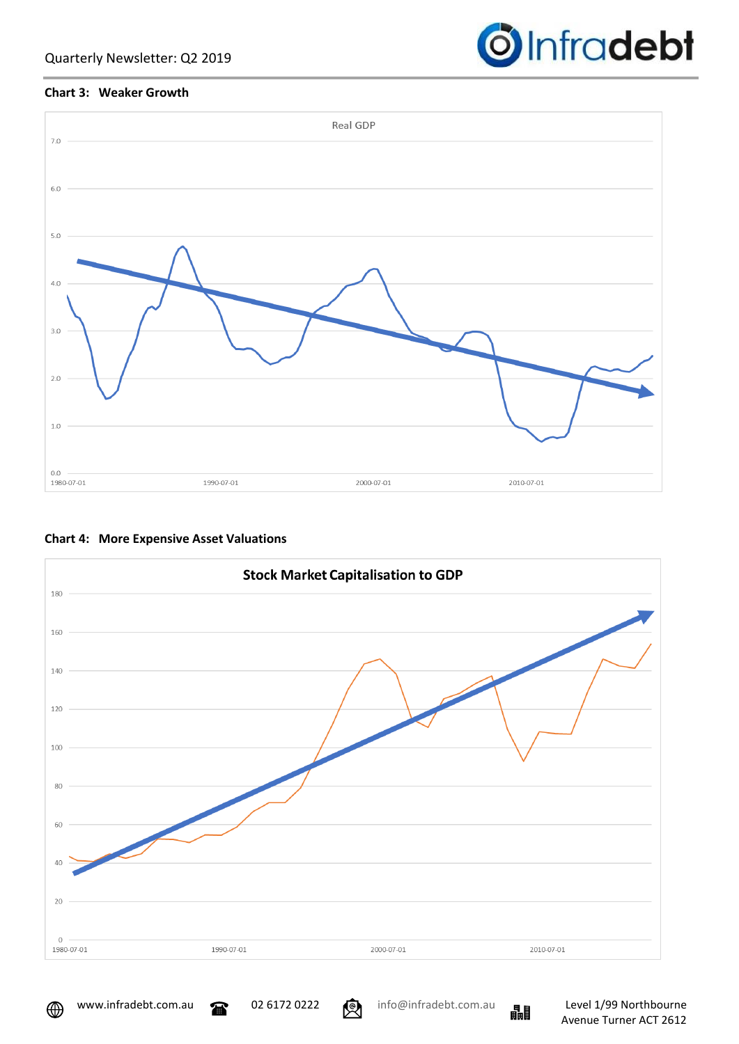**Chart 3: Weaker Growth**

**Chart 4: More Expensive Asset Valuations**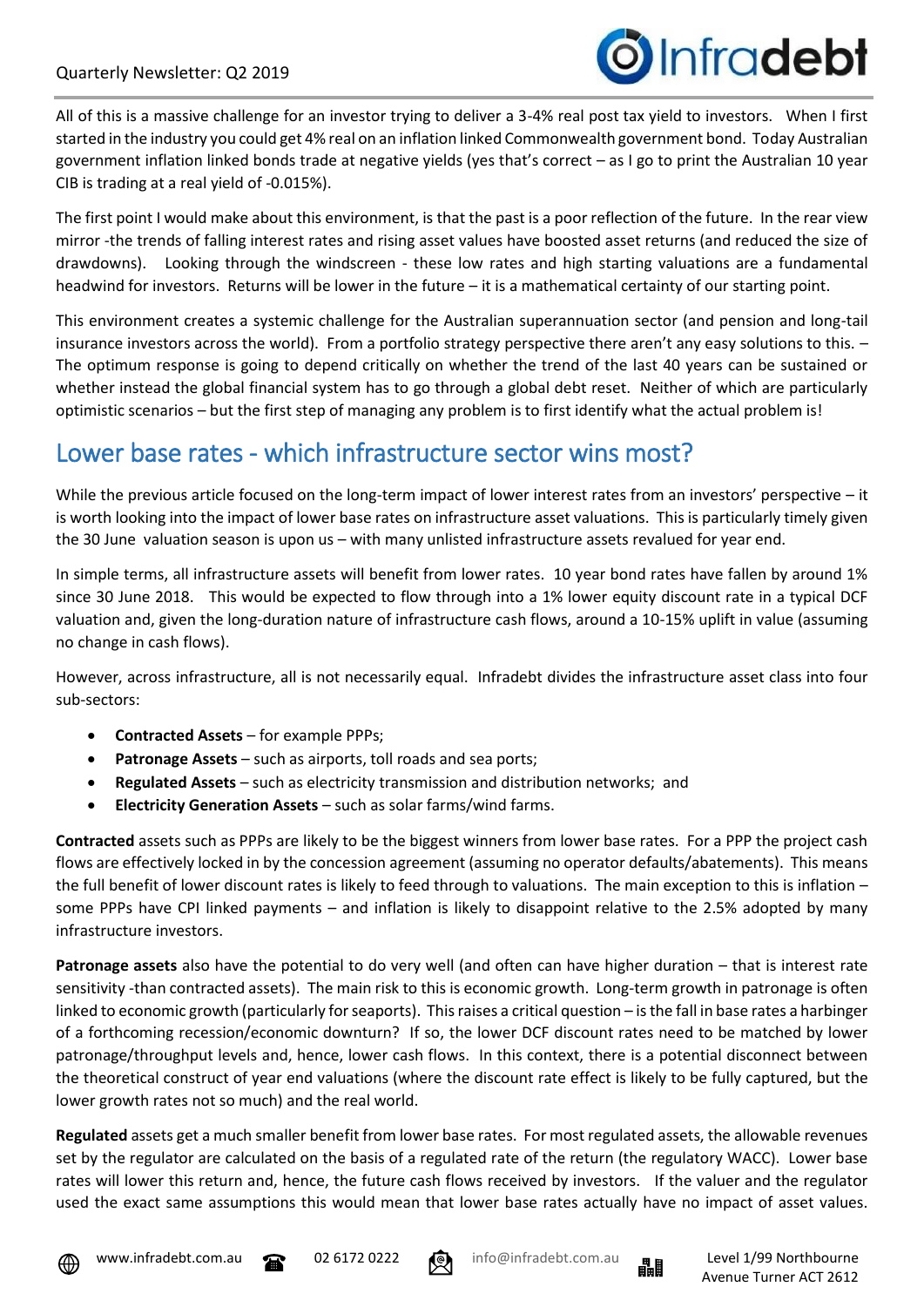All of this is a massive challenge for an investor trying to deliver a 3-4% real post tax yield to investors. When I first started in the industry you could get 4% real on an inflation linked Commonwealth government bond. Today Australian government inflation linked bonds trade at negative yields (yes that's correct – as I go to print the Australian 10 year CIB is trading at a real yield of -0.015%).

The first point I would make about this environment, is that the past is a poor reflection of the future. In the rear view mirror -the trends of falling interest rates and rising asset values have boosted asset returns (and reduced the size of drawdowns). Looking through the windscreen - these low rates and high starting valuations are a fundamental headwind for investors. Returns will be lower in the future – it is a mathematical certainty of our starting point.

This environment creates a systemic challenge for the Australian superannuation sector (and pension and long-tail insurance investors across the world). From a portfolio strategy perspective there aren't any easy solutions to this. – The optimum response is going to depend critically on whether the trend of the last 40 years can be sustained or whether instead the global financial system has to go through a global debt reset. Neither of which are particularly optimistic scenarios – but the first step of managing any problem is to first identify what the actual problem is!

## Lower base rates - which infrastructure sector wins most?

While the previous article focused on the long-term impact of lower interest rates from an investors' perspective – it is worth looking into the impact of lower base rates on infrastructure asset valuations. This is particularly timely given the 30 June valuation season is upon us – with many unlisted infrastructure assets revalued for year end.

In simple terms, all infrastructure assets will benefit from lower rates. 10 year bond rates have fallen by around 1% since 30 June 2018. This would be expected to flow through into a 1% lower equity discount rate in a typical DCF valuation and, given the long-duration nature of infrastructure cash flows, around a 10-15% uplift in value (assuming no change in cash flows).

However, across infrastructure, all is not necessarily equal. Infradebt divides the infrastructure asset class into four sub-sectors:

- **Contracted Assets** – for example PPPs;
- **Patronage Assets** – such as airports, toll roads and sea ports;
- **Regulated Assets** – such as electricity transmission and distribution networks; and
- **Electricity Generation Assets** – such as solar farms/wind farms.

**Contracted** assets such as PPPs are likely to be the biggest winners from lower base rates. For a PPP the project cash flows are effectively locked in by the concession agreement (assuming no operator defaults/abatements). This means the full benefit of lower discount rates is likely to feed through to valuations. The main exception to this is inflation – some PPPs have CPI linked payments – and inflation is likely to disappoint relative to the 2.5% adopted by many infrastructure investors.

**Patronage assets** also have the potential to do very well (and often can have higher duration – that is interest rate sensitivity -than contracted assets). The main risk to this is economic growth. Long-term growth in patronage is often linked to economic growth (particularly for seaports). This raises a critical question – is the fall in base rates a harbinger of a forthcoming recession/economic downturn? If so, the lower DCF discount rates need to be matched by lower patronage/throughput levels and, hence, lower cash flows. In this context, there is a potential disconnect between the theoretical construct of year end valuations (where the discount rate effect is likely to be fully captured, but the lower growth rates not so much) and the real world.

**Regulated** assets get a much smaller benefit from lower base rates. For most regulated assets, the allowable revenues set by the regulator are calculated on the basis of a regulated rate of the return (the regulatory WACC). Lower base rates will lower this return and, hence, the future cash flows received by investors. If the valuer and the regulator used the exact same assumptions this would mean that lower base rates actually have no impact of asset values.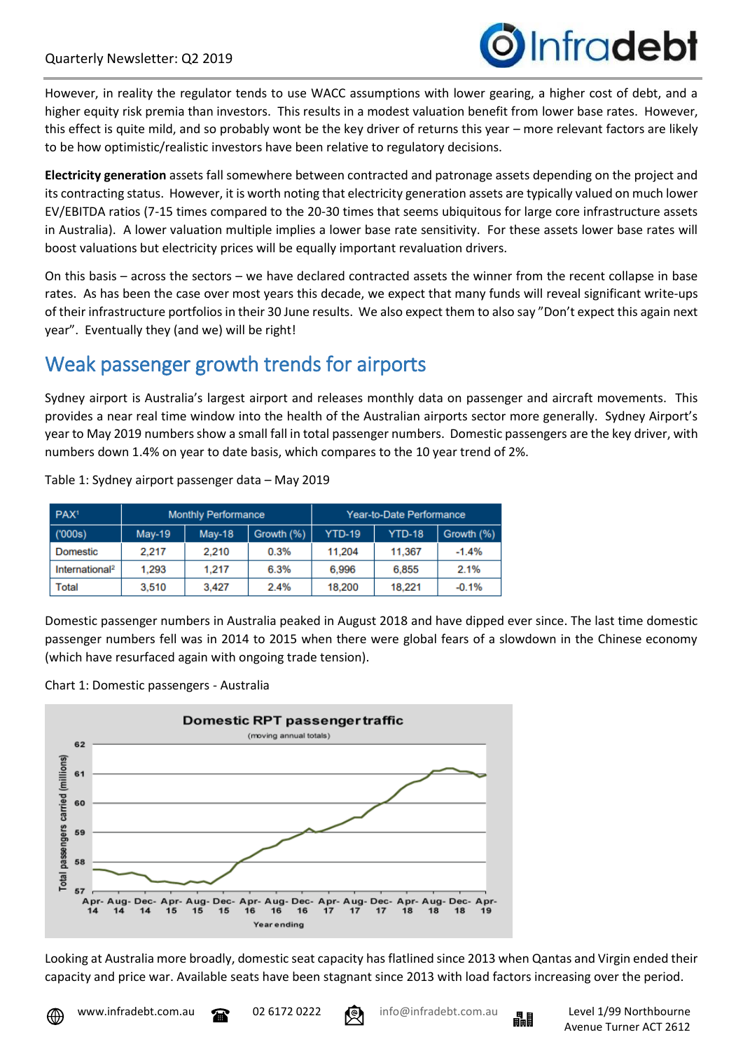However, in reality the regulator tends to use WACC assumptions with lower gearing, a higher cost of debt, and a higher equity risk premia than investors. This results in a modest valuation benefit from lower base rates. However, this effect is quite mild, and so probably wont be the key driver of returns this year – more relevant factors are likely to be how optimistic/realistic investors have been relative to regulatory decisions.

**Electricity generation** assets fall somewhere between contracted and patronage assets depending on the project and its contracting status. However, it is worth noting that electricity generation assets are typically valued on much lower EV/EBITDA ratios (7-15 times compared to the 20-30 times that seems ubiquitous for large core infrastructure assets in Australia). A lower valuation multiple implies a lower base rate sensitivity. For these assets lower base rates will boost valuations but electricity prices will be equally important revaluation drivers.

On this basis – across the sectors – we have declared contracted assets the winner from the recent collapse in base rates. As has been the case over most years this decade, we expect that many funds will reveal significant write-ups of their infrastructure portfolios in their 30 June results. We also expect them to also say "Don't expect this again next year". Eventually they (and we) will be right!

## Weak passenger growth trends for airports

Sydney airport is Australia's largest airport and releases monthly data on passenger and aircraft movements. This provides a near real time window into the health of the Australian airports sector more generally. Sydney Airport's year to May 2019 numbers show a small fall in total passenger numbers. Domestic passengers are the key driver, with numbers down 1.4% on year to date basis, which compares to the 10 year trend of 2%.

Table 1: Sydney airport passenger data – May 2019

| PAX[1] | Monthly Performance | | | Year-to-Date Performance | | |
|---|---|---|---|---|---|---|
| ('000s) | May-19 | May-18 | Growth (%) | YTD-19 | YTD-18 | Growth (%) |
| Domestic | 2,217 | 2,210 | 0.3% | 11,204 | 11,367 | -1.4% |
| International[2] | 1,293 | 1,217 | 6.3% | 6,996 | 6,855 | 2.1% |
| Total | 3,510 | 3,427 | 2.4% | 18,200 | 18,221 | -0.1% |

Domestic passenger numbers in Australia peaked in August 2018 and have dipped ever since. The last time domestic passenger numbers fell was in 2014 to 2015 when there were global fears of a slowdown in the Chinese economy (which have resurfaced again with ongoing trade tension).

Chart 1: Domestic passengers - Australia

Looking at Australia more broadly, domestic seat capacity has flatlined since 2013 when Qantas and Virgin ended their capacity and price war. Available seats have been stagnant since 2013 with load factors increasing over the period.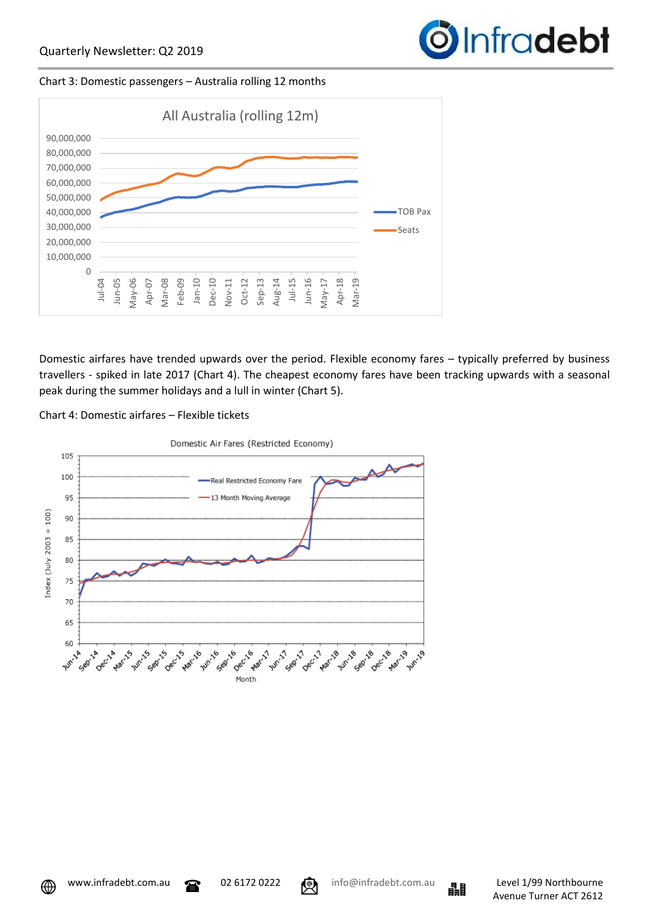Chart 3: Domestic passengers – Australia rolling 12 months

Domestic airfares have trended upwards over the period. Flexible economy fares – typically preferred by business travellers - spiked in late 2017 (Chart 4). The cheapest economy fares have been tracking upwards with a seasonal peak during the summer holidays and a lull in winter (Chart 5).

Chart 4: Domestic airfares – Flexible tickets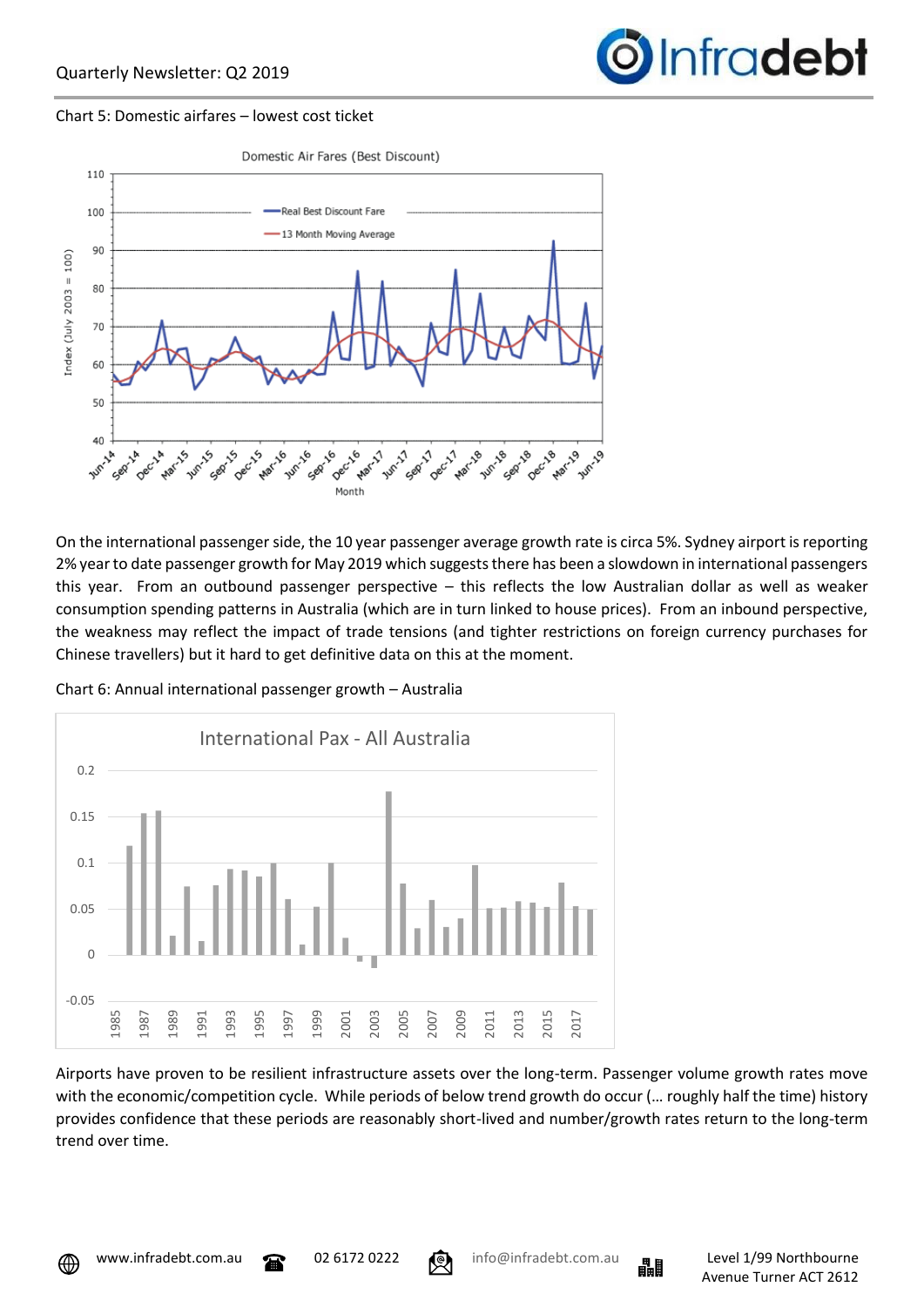Chart 5: Domestic airfares – lowest cost ticket

Domestic Air Fares (Best Discount)

Real Best Discount Fare
13 Month Moving Average

Index (July 2003 = 100)

110
100
90
80
70
60
50
40

Jun-14 Sep-14 Dec-14 Mar-15 Jun-15 Sep-15 Dec-15 Mar-16 Jun-16 Sep-16 Dec-16 Mar-17 Jun-17 Sep-17 Dec-17 Mar-18 Jun-18 Sep-18 Dec-18 Mar-19 Jun-19

Month

On the international passenger side, the 10 year passenger average growth rate is circa 5%. Sydney airport is reporting 2% year to date passenger growth for May 2019 which suggests there has been a slowdown in international passengers this year. From an outbound passenger perspective – this reflects the low Australian dollar as well as weaker consumption spending patterns in Australia (which are in turn linked to house prices). From an inbound perspective, the weakness may reflect the impact of trade tensions (and tighter restrictions on foreign currency purchases for Chinese travellers) but it hard to get definitive data on this at the moment.

Chart 6: Annual international passenger growth – Australia

International Pax - All Australia

0.2
0.15
0.1
0.05
0
-0.05

1985 1987 1989 1991 1993 1995 1997 1999 2001 2003 2005 2007 2009 2011 2013 2015 2017

Airports have proven to be resilient infrastructure assets over the long-term. Passenger volume growth rates move with the economic/competition cycle. While periods of below trend growth do occur (… roughly half the time) history provides confidence that these periods are reasonably short-lived and number/growth rates return to the long-term trend over time.